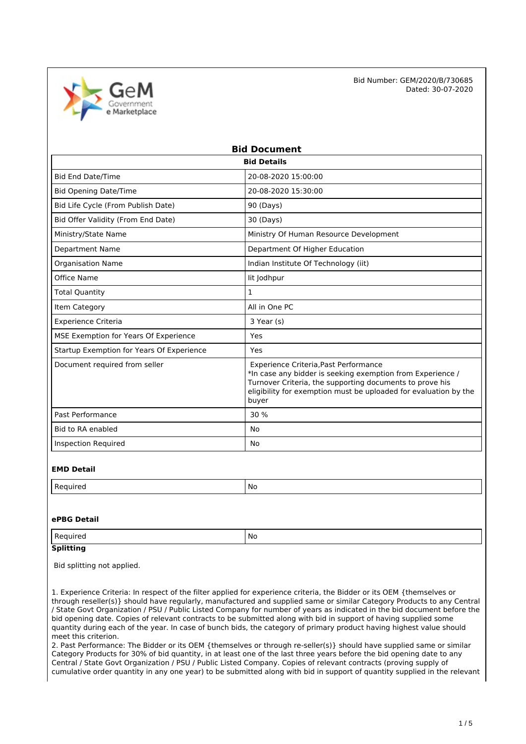Bid Number: GEM/2020/B/730685
Dated: 30-07-2020

# Bid Document

| Bid Details | |
|---|---|
| Bid End Date/Time | 20-08-2020 15:00:00 |
| Bid Opening Date/Time | 20-08-2020 15:30:00 |
| Bid Life Cycle (From Publish Date) | 90 (Days) |
| Bid Offer Validity (From End Date) | 30 (Days) |
| Ministry/State Name | Ministry Of Human Resource Development |
| Department Name | Department Of Higher Education |
| Organisation Name | Indian Institute Of Technology (iit) |
| Office Name | Iit Jodhpur |
| Total Quantity | 1 |
| Item Category | All in One PC |
| Experience Criteria | 3 Year (s) |
| MSE Exemption for Years Of Experience | Yes |
| Startup Exemption for Years Of Experience | Yes |
| Document required from seller | Experience Criteria,Past Performance<br>*In case any bidder is seeking exemption from Experience / Turnover Criteria, the supporting documents to prove his eligibility for exemption must be uploaded for evaluation by the buyer |
| Past Performance | 30 % |
| Bid to RA enabled | No |
| Inspection Required | No |

### EMD Detail

| Required | No |
|---|---|

### ePBG Detail

| Required | No |
|---|---|

### Splitting

Bid splitting not applied.

1. Experience Criteria: In respect of the filter applied for experience criteria, the Bidder or its OEM {themselves or through reseller(s)} should have regularly, manufactured and supplied same or similar Category Products to any Central / State Govt Organization / PSU / Public Listed Company for number of years as indicated in the bid document before the bid opening date. Copies of relevant contracts to be submitted along with bid in support of having supplied some quantity during each of the year. In case of bunch bids, the category of primary product having highest value should meet this criterion.
2. Past Performance: The Bidder or its OEM {themselves or through re-seller(s)} should have supplied same or similar Category Products for 30% of bid quantity, in at least one of the last three years before the bid opening date to any Central / State Govt Organization / PSU / Public Listed Company. Copies of relevant contracts (proving supply of cumulative order quantity in any one year) to be submitted along with bid in support of quantity supplied in the relevant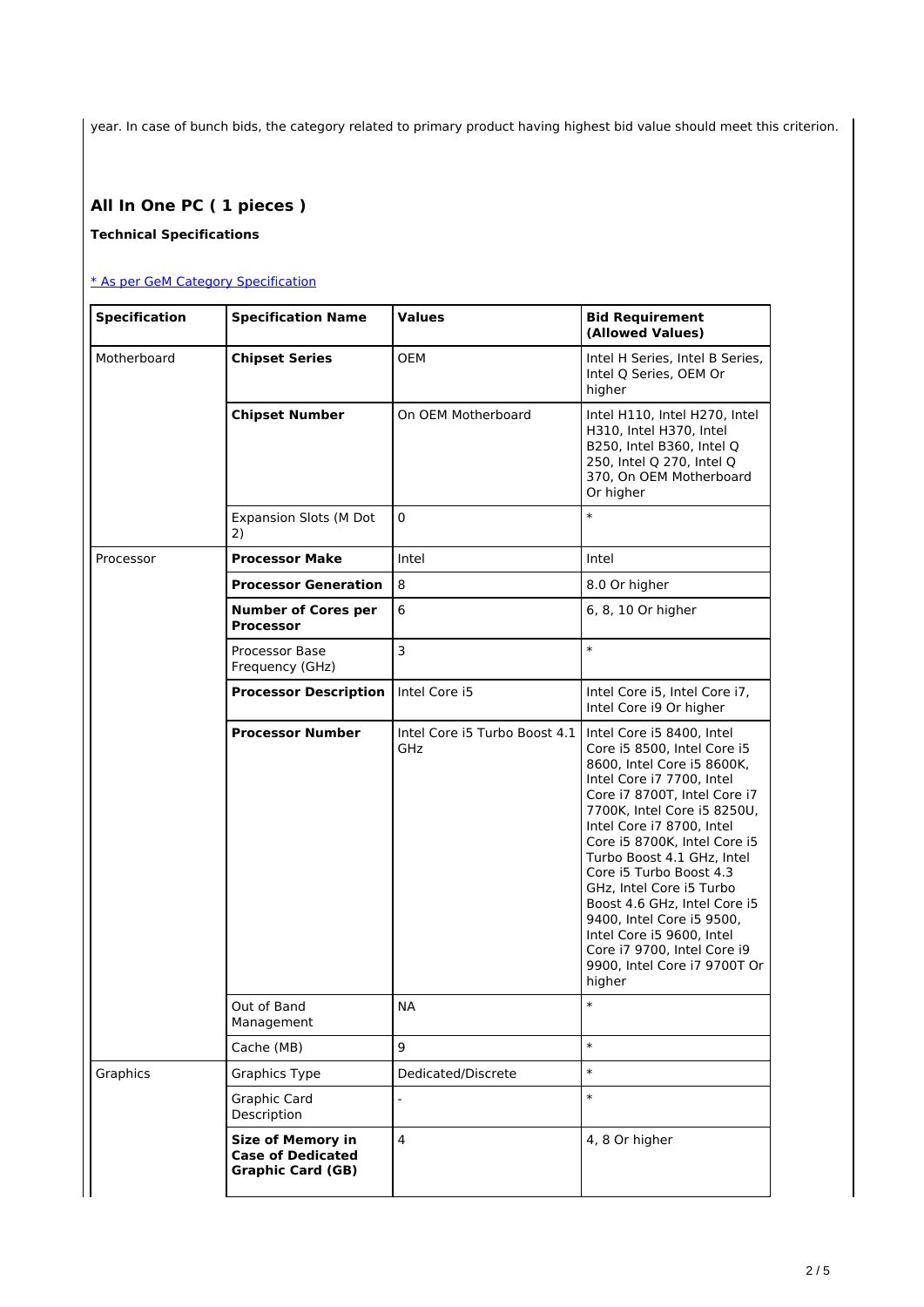year. In case of bunch bids, the category related to primary product having highest bid value should meet this criterion.

## All In One PC ( 1 pieces )

**Technical Specifications**

[* As per GeM Category Specification]()

| Specification | Specification Name | Values | Bid Requirement (Allowed Values) |
|---|---|---|---|
| Motherboard | **Chipset Series** | OEM | Intel H Series, Intel B Series, Intel Q Series, OEM Or higher |
| | **Chipset Number** | On OEM Motherboard | Intel H110, Intel H270, Intel H310, Intel H370, Intel B250, Intel B360, Intel Q 250, Intel Q 270, Intel Q 370, On OEM Motherboard Or higher |
| | Expansion Slots (M Dot 2) | 0 | * |
| Processor | **Processor Make** | Intel | Intel |
| | **Processor Generation** | 8 | 8.0 Or higher |
| | **Number of Cores per Processor** | 6 | 6, 8, 10 Or higher |
| | Processor Base Frequency (GHz) | 3 | * |
| | **Processor Description** | Intel Core i5 | Intel Core i5, Intel Core i7, Intel Core i9 Or higher |
| | **Processor Number** | Intel Core i5 Turbo Boost 4.1 GHz | Intel Core i5 8400, Intel Core i5 8500, Intel Core i5 8600K, Intel Core i7 7700, Intel Core i7 8700T, Intel Core i7 7700K, Intel Core i5 8250U, Intel Core i7 8700, Intel Core i5 8700K, Intel Core i5 Turbo Boost 4.1 GHz, Intel Core i5 Turbo Boost 4.3 GHz, Intel Core i5 Turbo Boost 4.6 GHz, Intel Core i5 9400, Intel Core i5 9500, Intel Core i5 9600, Intel Core i7 9700, Intel Core i9 9900, Intel Core i7 9700T Or higher |
| | Out of Band Management | NA | * |
| | Cache (MB) | 9 | * |
| Graphics | Graphics Type | Dedicated/Discrete | * |
| | Graphic Card Description | - | * |
| | **Size of Memory in Case of Dedicated Graphic Card (GB)** | 4 | 4, 8 Or higher |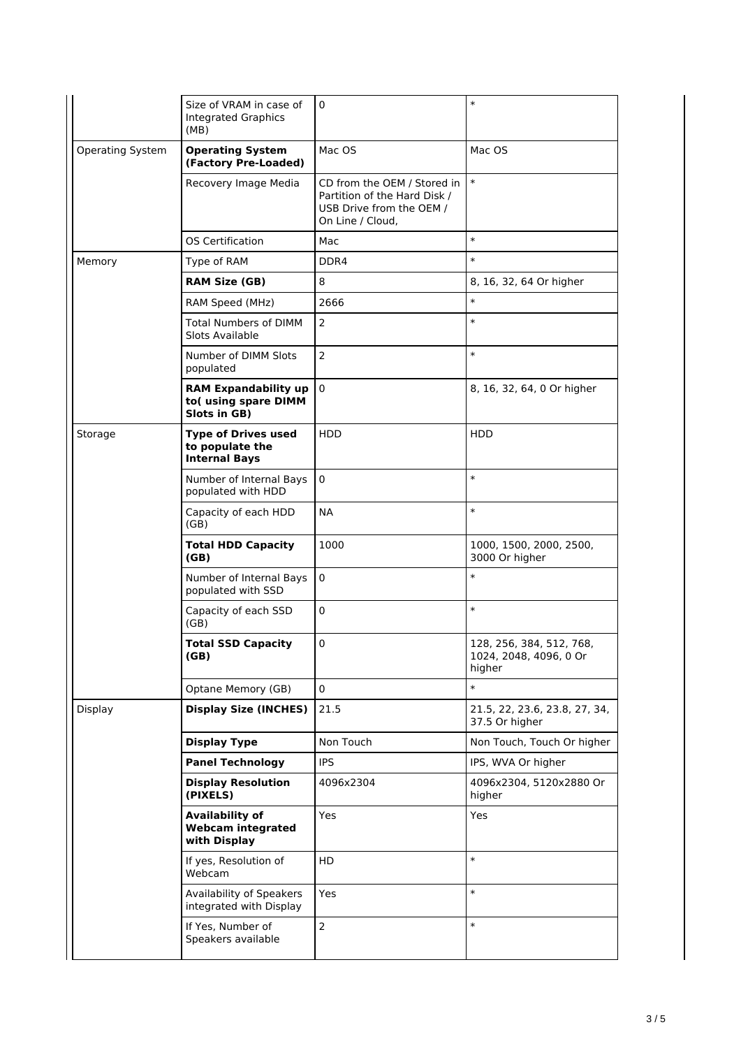| | | | |
|---|---|---|---|
| | Size of VRAM in case of Integrated Graphics (MB) | 0 | * |
| Operating System | **Operating System (Factory Pre-Loaded)** | Mac OS | Mac OS |
| | Recovery Image Media | CD from the OEM / Stored in Partition of the Hard Disk / USB Drive from the OEM / On Line / Cloud, | * |
| | OS Certification | Mac | * |
| Memory | Type of RAM | DDR4 | * |
| | **RAM Size (GB)** | 8 | 8, 16, 32, 64 Or higher |
| | RAM Speed (MHz) | 2666 | * |
| | Total Numbers of DIMM Slots Available | 2 | * |
| | Number of DIMM Slots populated | 2 | * |
| | **RAM Expandability up to( using spare DIMM Slots in GB)** | 0 | 8, 16, 32, 64, 0 Or higher |
| Storage | **Type of Drives used to populate the Internal Bays** | HDD | HDD |
| | Number of Internal Bays populated with HDD | 0 | * |
| | Capacity of each HDD (GB) | NA | * |
| | **Total HDD Capacity (GB)** | 1000 | 1000, 1500, 2000, 2500, 3000 Or higher |
| | Number of Internal Bays populated with SSD | 0 | * |
| | Capacity of each SSD (GB) | 0 | * |
| | **Total SSD Capacity (GB)** | 0 | 128, 256, 384, 512, 768, 1024, 2048, 4096, 0 Or higher |
| | Optane Memory (GB) | 0 | * |
| Display | **Display Size (INCHES)** | 21.5 | 21.5, 22, 23.6, 23.8, 27, 34, 37.5 Or higher |
| | **Display Type** | Non Touch | Non Touch, Touch Or higher |
| | **Panel Technology** | IPS | IPS, WVA Or higher |
| | **Display Resolution (PIXELS)** | 4096x2304 | 4096x2304, 5120x2880 Or higher |
| | **Availability of Webcam integrated with Display** | Yes | Yes |
| | If yes, Resolution of Webcam | HD | * |
| | Availability of Speakers integrated with Display | Yes | * |
| | If Yes, Number of Speakers available | 2 | * |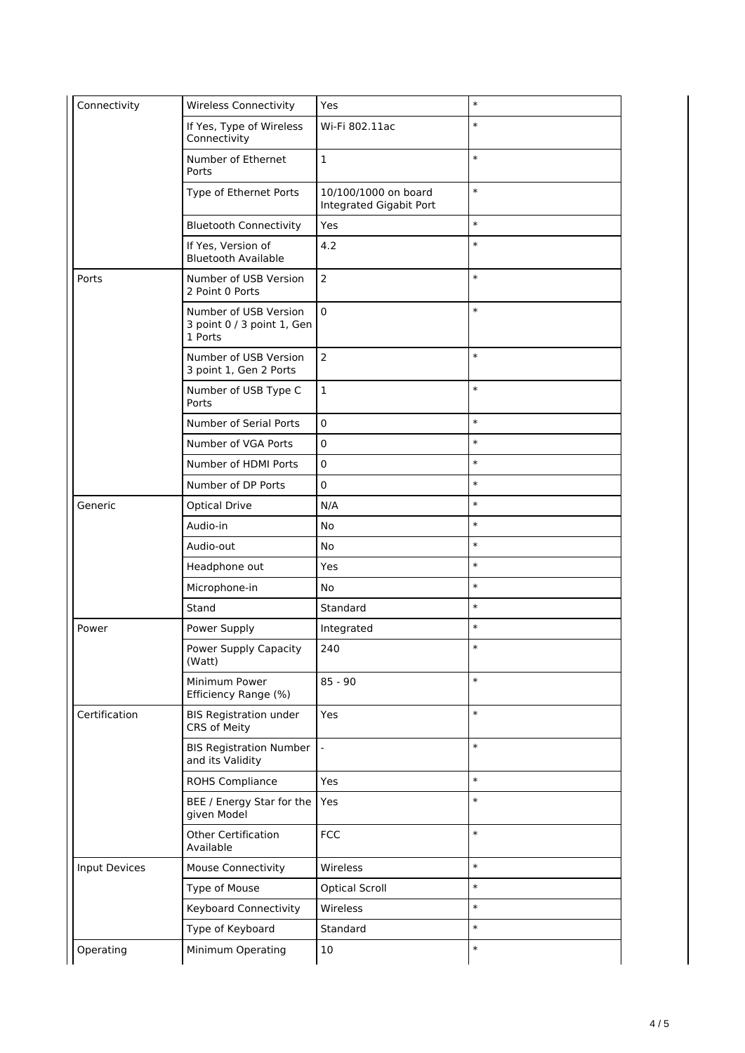| | | | |
|---|---|---|---|
| Connectivity | Wireless Connectivity | Yes | * |
| | If Yes, Type of Wireless Connectivity | Wi-Fi 802.11ac | * |
| | Number of Ethernet Ports | 1 | * |
| | Type of Ethernet Ports | 10/100/1000 on board Integrated Gigabit Port | * |
| | Bluetooth Connectivity | Yes | * |
| | If Yes, Version of Bluetooth Available | 4.2 | * |
| Ports | Number of USB Version 2 Point 0 Ports | 2 | * |
| | Number of USB Version 3 point 0 / 3 point 1, Gen 1 Ports | 0 | * |
| | Number of USB Version 3 point 1, Gen 2 Ports | 2 | * |
| | Number of USB Type C Ports | 1 | * |
| | Number of Serial Ports | 0 | * |
| | Number of VGA Ports | 0 | * |
| | Number of HDMI Ports | 0 | * |
| | Number of DP Ports | 0 | * |
| Generic | Optical Drive | N/A | * |
| | Audio-in | No | * |
| | Audio-out | No | * |
| | Headphone out | Yes | * |
| | Microphone-in | No | * |
| | Stand | Standard | * |
| Power | Power Supply | Integrated | * |
| | Power Supply Capacity (Watt) | 240 | * |
| | Minimum Power Efficiency Range (%) | 85 - 90 | * |
| Certification | BIS Registration under CRS of Meity | Yes | * |
| | BIS Registration Number and its Validity | - | * |
| | ROHS Compliance | Yes | * |
| | BEE / Energy Star for the given Model | Yes | * |
| | Other Certification Available | FCC | * |
| Input Devices | Mouse Connectivity | Wireless | * |
| | Type of Mouse | Optical Scroll | * |
| | Keyboard Connectivity | Wireless | * |
| | Type of Keyboard | Standard | * |
| Operating | Minimum Operating | 10 | * |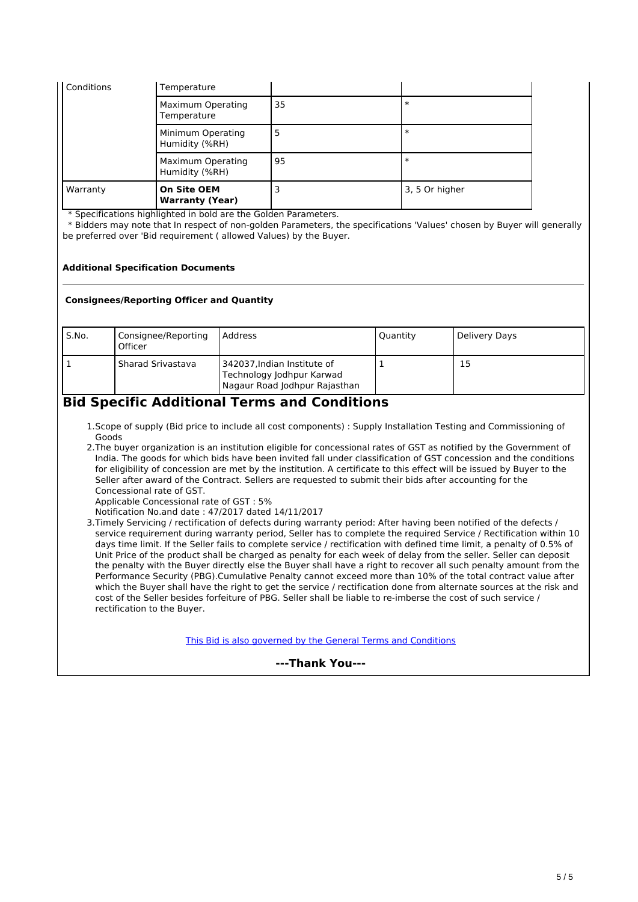| | | | |
|---|---|---|---|
| Conditions | Temperature | | |
| | Maximum Operating Temperature | 35 | * |
| | Minimum Operating Humidity (%RH) | 5 | * |
| | Maximum Operating Humidity (%RH) | 95 | * |
| Warranty | **On Site OEM Warranty (Year)** | 3 | 3, 5 Or higher |

* Specifications highlighted in bold are the Golden Parameters.
* Bidders may note that In respect of non-golden Parameters, the specifications 'Values' chosen by Buyer will generally be preferred over 'Bid requirement ( allowed Values) by the Buyer.

**Additional Specification Documents**

---

**Consignees/Reporting Officer and Quantity**

| S.No. | Consignee/Reporting Officer | Address | Quantity | Delivery Days |
|---|---|---|---|---|
| 1 | Sharad Srivastava | 342037,Indian Institute of Technology Jodhpur Karwad Nagaur Road Jodhpur Rajasthan | 1 | 15 |

## Bid Specific Additional Terms and Conditions

1. Scope of supply (Bid price to include all cost components) : Supply Installation Testing and Commissioning of Goods
2. The buyer organization is an institution eligible for concessional rates of GST as notified by the Government of India. The goods for which bids have been invited fall under classification of GST concession and the conditions for eligibility of concession are met by the institution. A certificate to this effect will be issued by Buyer to the Seller after award of the Contract. Sellers are requested to submit their bids after accounting for the Concessional rate of GST.
   Applicable Concessional rate of GST : 5%
   Notification No.and date : 47/2017 dated 14/11/2017
3. Timely Servicing / rectification of defects during warranty period: After having been notified of the defects / service requirement during warranty period, Seller has to complete the required Service / Rectification within 10 days time limit. If the Seller fails to complete service / rectification with defined time limit, a penalty of 0.5% of Unit Price of the product shall be charged as penalty for each week of delay from the seller. Seller can deposit the penalty with the Buyer directly else the Buyer shall have a right to recover all such penalty amount from the Performance Security (PBG).Cumulative Penalty cannot exceed more than 10% of the total contract value after which the Buyer shall have the right to get the service / rectification done from alternate sources at the risk and cost of the Seller besides forfeiture of PBG. Seller shall be liable to re-imberse the cost of such service / rectification to the Buyer.

This Bid is also governed by the General Terms and Conditions

**---Thank You---**